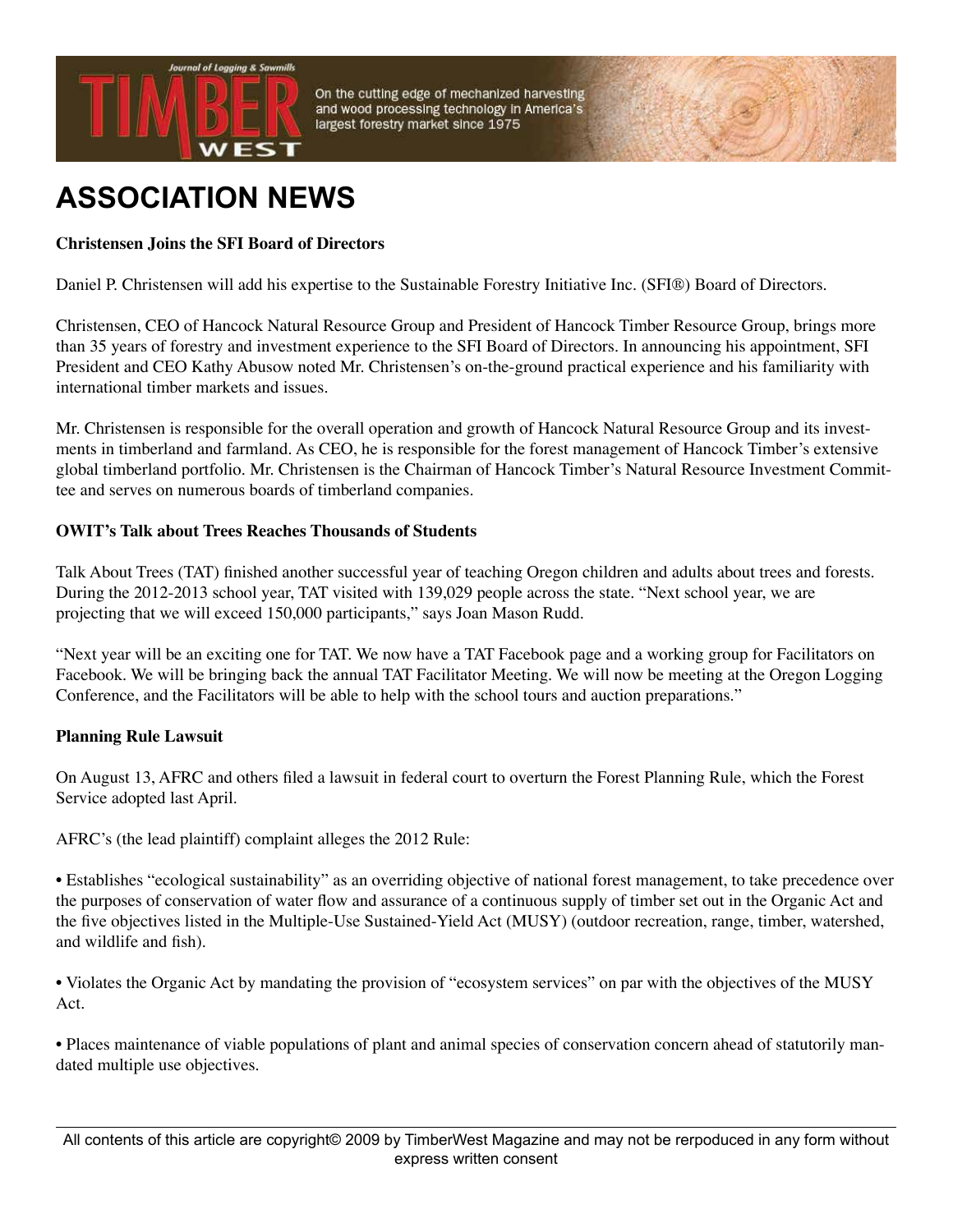# ASSOCIATION NEWS

**Christensen Joins the SFI Board of Directors**

Daniel P. Christensen will add his expertise to the Sustainable Forestry Initiative Inc. (SFI®) Board of Directors.

Christensen, CEO of Hancock Natural Resource Group and President of Hancock Timber Resource Group, brings more than 35 years of forestry and investment experience to the SFI Board of Directors. In announcing his appointment, SFI President and CEO Kathy Abusow noted Mr. Christensen's on-the-ground practical experience and his familiarity with international timber markets and issues.

Mr. Christensen is responsible for the overall operation and growth of Hancock Natural Resource Group and its investments in timberland and farmland. As CEO, he is responsible for the forest management of Hancock Timber's extensive global timberland portfolio. Mr. Christensen is the Chairman of Hancock Timber's Natural Resource Investment Committee and serves on numerous boards of timberland companies.

**OWIT's Talk about Trees Reaches Thousands of Students**

Talk About Trees (TAT) finished another successful year of teaching Oregon children and adults about trees and forests. During the 2012-2013 school year, TAT visited with 139,029 people across the state. "Next school year, we are projecting that we will exceed 150,000 participants," says Joan Mason Rudd.

"Next year will be an exciting one for TAT. We now have a TAT Facebook page and a working group for Facilitators on Facebook. We will be bringing back the annual TAT Facilitator Meeting. We will now be meeting at the Oregon Logging Conference, and the Facilitators will be able to help with the school tours and auction preparations."

**Planning Rule Lawsuit**

On August 13, AFRC and others filed a lawsuit in federal court to overturn the Forest Planning Rule, which the Forest Service adopted last April.

AFRC's (the lead plaintiff) complaint alleges the 2012 Rule:

- Establishes "ecological sustainability" as an overriding objective of national forest management, to take precedence over the purposes of conservation of water flow and assurance of a continuous supply of timber set out in the Organic Act and the five objectives listed in the Multiple-Use Sustained-Yield Act (MUSY) (outdoor recreation, range, timber, watershed, and wildlife and fish).

- Violates the Organic Act by mandating the provision of "ecosystem services" on par with the objectives of the MUSY Act.

- Places maintenance of viable populations of plant and animal species of conservation concern ahead of statutorily mandated multiple use objectives.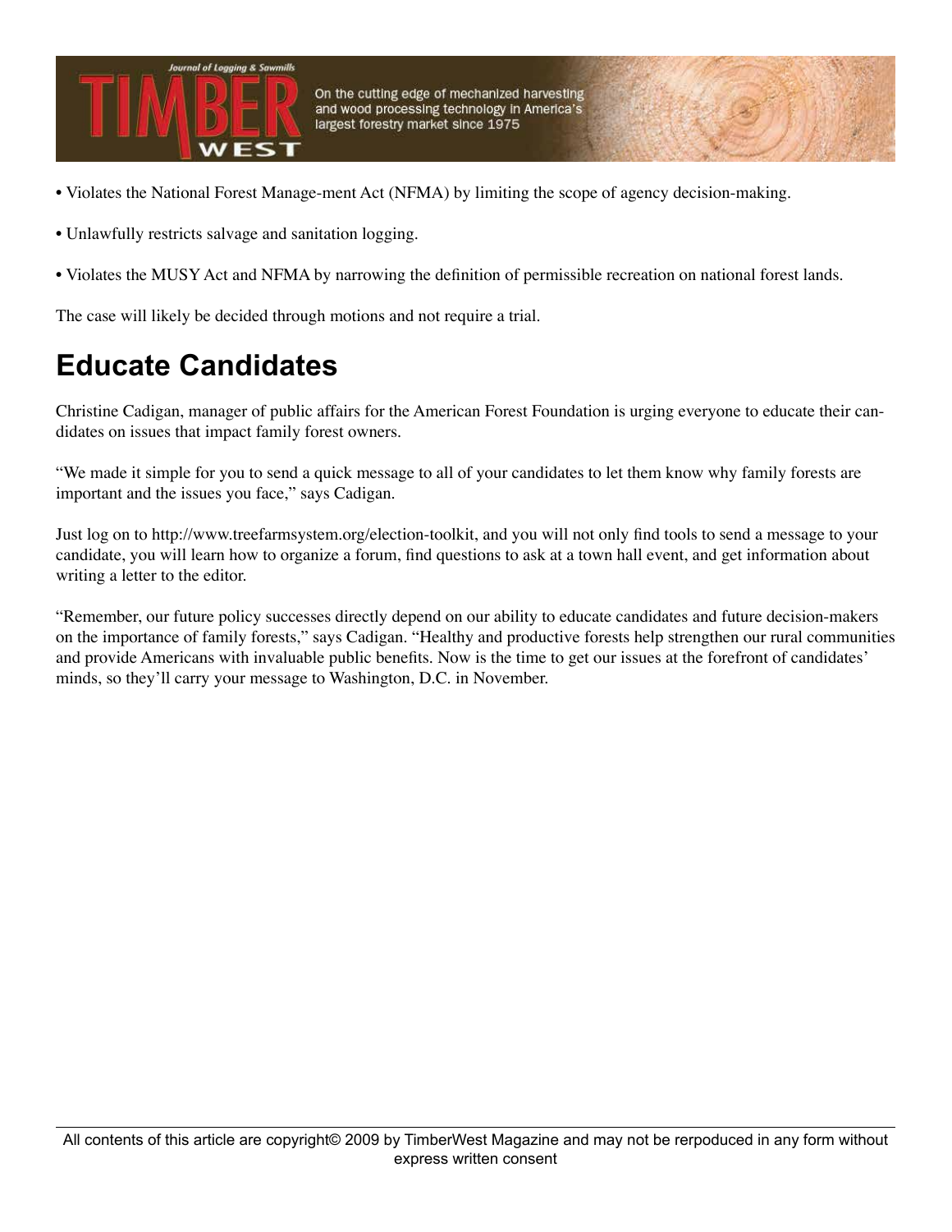- Violates the National Forest Manage-ment Act (NFMA) by limiting the scope of agency decision-making.

- Unlawfully restricts salvage and sanitation logging.

- Violates the MUSY Act and NFMA by narrowing the definition of permissible recreation on national forest lands.

The case will likely be decided through motions and not require a trial.

## Educate Candidates

Christine Cadigan, manager of public affairs for the American Forest Foundation is urging everyone to educate their candidates on issues that impact family forest owners.

"We made it simple for you to send a quick message to all of your candidates to let them know why family forests are important and the issues you face," says Cadigan.

Just log on to http://www.treefarmsystem.org/election-toolkit, and you will not only find tools to send a message to your candidate, you will learn how to organize a forum, find questions to ask at a town hall event, and get information about writing a letter to the editor.

"Remember, our future policy successes directly depend on our ability to educate candidates and future decision-makers on the importance of family forests," says Cadigan. "Healthy and productive forests help strengthen our rural communities and provide Americans with invaluable public benefits. Now is the time to get our issues at the forefront of candidates' minds, so they'll carry your message to Washington, D.C. in November.